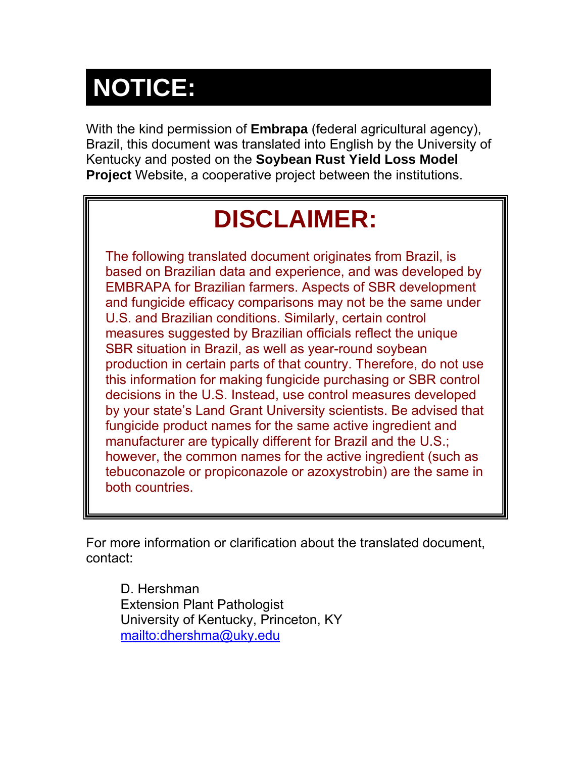# NOTICE:

With the kind permission of **Embrapa** (federal agricultural agency), Brazil, this document was translated into English by the University of Kentucky and posted on the **Soybean Rust Yield Loss Model Project** Website, a cooperative project between the institutions.

## DISCLAIMER:

The following translated document originates from Brazil, is based on Brazilian data and experience, and was developed by EMBRAPA for Brazilian farmers. Aspects of SBR development and fungicide efficacy comparisons may not be the same under U.S. and Brazilian conditions. Similarly, certain control measures suggested by Brazilian officials reflect the unique SBR situation in Brazil, as well as year-round soybean production in certain parts of that country. Therefore, do not use this information for making fungicide purchasing or SBR control decisions in the U.S. Instead, use control measures developed by your state's Land Grant University scientists. Be advised that fungicide product names for the same active ingredient and manufacturer are typically different for Brazil and the U.S.; however, the common names for the active ingredient (such as tebuconazole or propiconazole or azoxystrobin) are the same in both countries.

For more information or clarification about the translated document, contact:

D. Hershman
Extension Plant Pathologist
University of Kentucky, Princeton, KY
mailto:dhershma@uky.edu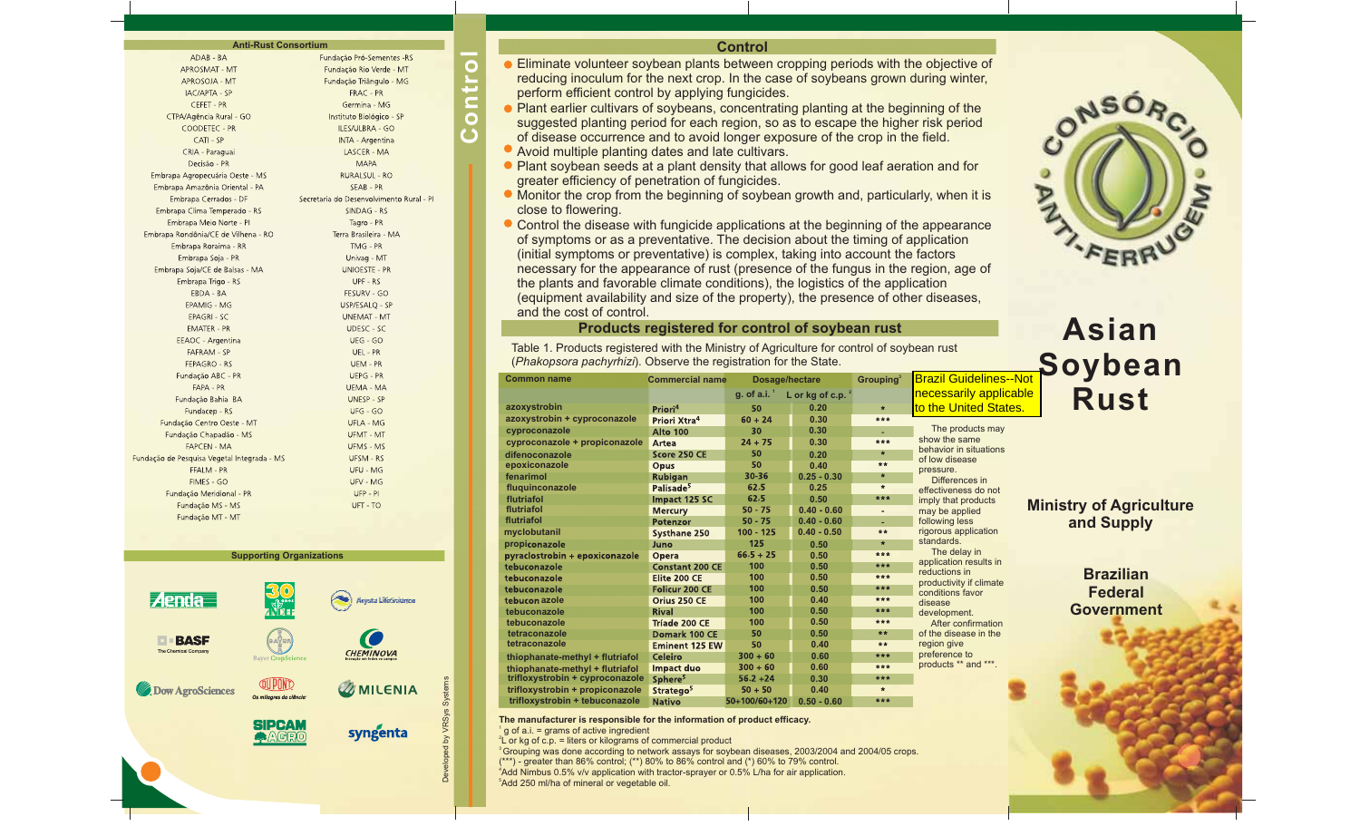## Anti-Rust Consortium

ADAB - BA
APROSMAT - MT
APROSOJA - MT
IAC/APTA - SP
CEFET - PR
CTPA/Agência Rural - GO
COODETEC - PR
CATI - SP
CRIA - Paraguai
Decisão - PR
Embrapa Agropecuária Oeste - MS
Embrapa Amazônia Oriental - PA
Embrapa Cerrados - DF
Embrapa Clima Temperado - RS
Embrapa Meio Norte - PI
Embrapa Rondônia/CE de Vilhena - RO
Embrapa Roraima - RR
Embrapa Soja - PR
Embrapa Soja/CE de Balsas - MA
Embrapa Trigo - RS
EBDA - BA
EPAMIG - MG
EPAGRI - SC
EMATER - PR
EEAOC - Argentina
FAFRAM - SP
FEPAGRO - RS
Fundação ABC - PR
FAPA - PR
Fundação Bahia BA
Fundacep - RS
Fundação Centro Oeste - MT
Fundação Chapadão - MS
FAPCEN - MA
Fundação de Pesquisa Vegetal Integrada - MS
FFALM - PR
FIMES - GO
Fundação Meridional - PR
Fundação MS - MS
Fundação MT - MT
Fundação Pró-Sementes -RS
Fundação Rio Verde - MT
Fundação Triângulo - MG
FRAC - PR
Germina - MG
Instituto Biológico - SP
ILES/ULBRA - GO
INTA - Argentina
LASCER - MA
MAPA
RURALSUL - RO
SEAB - PR
Secretaria do Desenvolvimento Rural - PI
SINDAG - RS
Tagro - PR
Terra Brasileira - MA
TMG - PR
Univag - MT
UNIOESTE - PR
UPF - RS
FESURV - GO
USP/ESALQ - SP
UNEMAT - MT
UDESC - SC
UEG - GO
UEL - PR
UEM - PR
UEPG - PR
UEMA - MA
UNESP - SP
UFG - GO
UFLA - MG
UFMT - MT
UFMS - MS
UFSM - RS
UFU - MG
UFV - MG
UFP - PI
UFT - TO

## Supporting Organizations

Aenda, ANDEF 30 anos, Arysta LifeScience, BASF The Chemical Company, Bayer CropScience, CHEMINOVA, Dow AgroSciences, DuPont, MILENIA, SIPCAM AGRO, syngenta

Developed by VRSys Systems

## Control

- Eliminate volunteer soybean plants between cropping periods with the objective of reducing inoculum for the next crop. In the case of soybeans grown during winter, perform efficient control by applying fungicides.
- Plant earlier cultivars of soybeans, concentrating planting at the beginning of the suggested planting period for each region, so as to escape the higher risk period of disease occurrence and to avoid longer exposure of the crop in the field.
- Avoid multiple planting dates and late cultivars.
- Plant soybean seeds at a plant density that allows for good leaf aeration and for greater efficiency of penetration of fungicides.
- Monitor the crop from the beginning of soybean growth and, particularly, when it is close to flowering.
- Control the disease with fungicide applications at the beginning of the appearance of symptoms or as a preventative. The decision about the timing of application (initial symptoms or preventative) is complex, taking into account the factors necessary for the appearance of rust (presence of the fungus in the region, age of the plants and favorable climate conditions), the logistics of the application (equipment availability and size of the property), the presence of other diseases, and the cost of control.

## Products registered for control of soybean rust

Table 1. Products registered with the Ministry of Agriculture for control of soybean rust (*Phakopsora pachyrhizi*). Observe the registration for the State.

| Common name | Commercial name | Dosage/hectare | | Grouping[3] |
|---|---|---|---|---|
| | | g. of a.i. [1] | L or kg of c.p. [2] | |
| azoxystrobin | Priori[4] | 50 | 0.20 | * |
| azoxystrobin + cyproconazole | Priori Xtra[4] | 60 + 24 | 0.30 | *** |
| cyproconazole | Alto 100 | 30 | 0.30 | - |
| cyproconazole + propiconazole | Artea | 24 + 75 | 0.30 | *** |
| difenoconazole | Score 250 CE | 50 | 0.20 | * |
| epoxiconazole | Opus | 50 | 0.40 | ** |
| fenarimol | Rubigan | 30-36 | 0.25 - 0.30 | * |
| fluquinconazole | Palisade[5] | 62.5 | 0.25 | * |
| flutriafol | Impact 125 SC | 62.5 | 0.50 | *** |
| flutriafol | Mercury | 50 - 75 | 0.40 - 0.60 | - |
| flutriafol | Potenzor | 50 - 75 | 0.40 - 0.60 | - |
| myclobutanil | Systhane 250 | 100 - 125 | 0.40 - 0.50 | ** |
| propiconazole | Juno | 125 | 0.50 | * |
| pyraclostrobin + epoxiconazole | Opera | 66.5 + 25 | 0.50 | *** |
| tebuconazole | Constant 200 CE | 100 | 0.50 | *** |
| tebuconazole | Elite 200 CE | 100 | 0.50 | *** |
| tebuconazole | Folicur 200 CE | 100 | 0.50 | *** |
| tebucon azole | Orius 250 CE | 100 | 0.40 | *** |
| tebuconazole | Rival | 100 | 0.50 | *** |
| tebuconazole | Triade 200 CE | 100 | 0.50 | *** |
| tetraconazole | Domark 100 CE | 50 | 0.50 | ** |
| tetraconazole | Eminent 125 EW | 50 | 0.40 | ** |
| thiophanate-methyl + flutriafol | Celeiro | 300 + 60 | 0.60 | *** |
| thiophanate-methyl + flutriafol | Impact duo | 300 + 60 | 0.60 | *** |
| trifloxystrobin + cyproconazole | Sphere[5] | 56.2 +24 | 0.30 | *** |
| trifloxystrobin + propiconazole | Stratego[5] | 50 + 50 | 0.40 | * |
| trifloxystrobin + tebuconazole | Nativo | 50+100/60+120 | 0.50 - 0.60 | *** |

**The manufacturer is responsible for the information of product efficacy.**

[1] g of a.i. = grams of active ingredient
[2] L or kg of c.p. = liters or kilograms of commercial product
[3] Grouping was done according to network assays for soybean diseases, 2003/2004 and 2004/05 crops. (***) - greater than 86% control; (**) 80% to 86% control and (*) 60% to 79% control.
[4] Add Nimbus 0.5% v/v application with tractor-sprayer or 0.5% L/ha for air application.
[5] Add 250 ml/ha of mineral or vegetable oil.

Brazil Guidelines--Not necessarily applicable to the United States.

The products may show the same behavior in situations of low disease pressure.

Differences in effectiveness do not imply that products may be applied following less rigorous application standards.

The delay in application results in reductions in productivity if climate conditions favor disease development.

After confirmation of the disease in the region give preference to products ** and ***.

CONSÓRCIO ANTI-FERRUGEM

# Asian Soybean Rust

Ministry of Agriculture and Supply

Brazilian Federal Government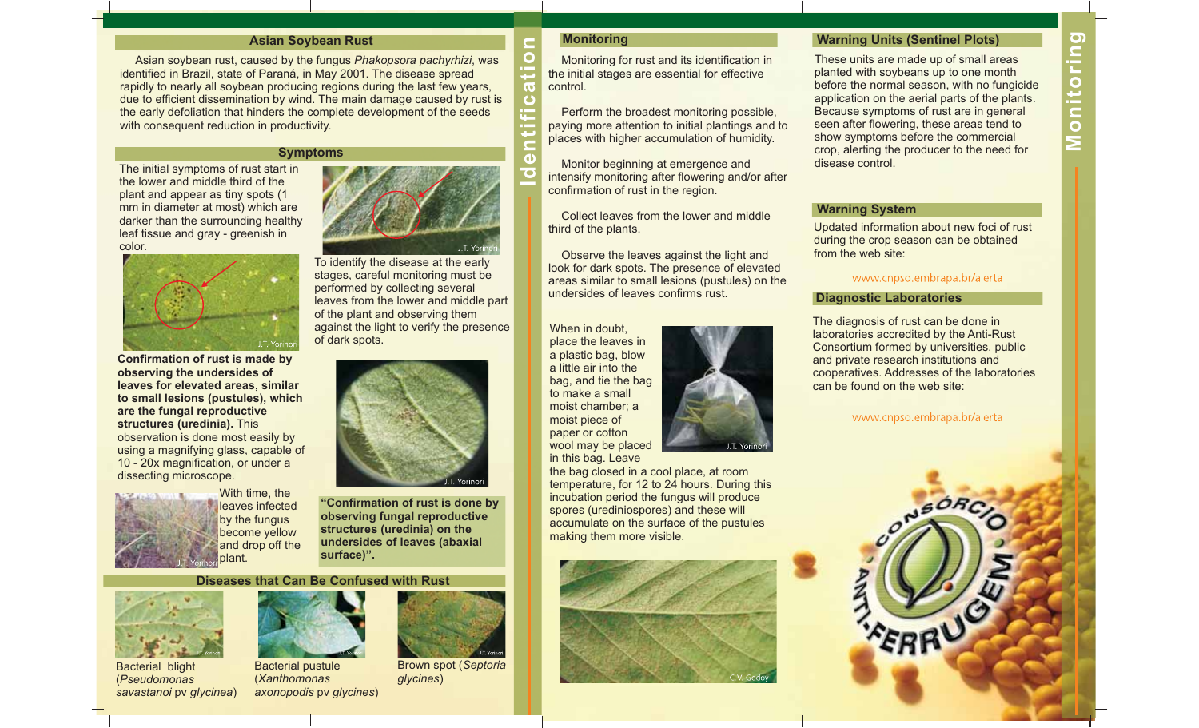## Identification

### Asian Soybean Rust

Asian soybean rust, caused by the fungus *Phakopsora pachyrhizi*, was identified in Brazil, state of Paraná, in May 2001. The disease spread rapidly to nearly all soybean producing regions during the last few years, due to efficient dissemination by wind. The main damage caused by rust is the early defoliation that hinders the complete development of the seeds with consequent reduction in productivity.

### Symptoms

The initial symptoms of rust start in the lower and middle third of the plant and appear as tiny spots (1 mm in diameter at most) which are darker than the surrounding healthy leaf tissue and gray - greenish in color.

J.T. Yorinori

J.T. Yorinori

To identify the disease at the early stages, careful monitoring must be performed by collecting several leaves from the lower and middle part of the plant and observing them against the light to verify the presence of dark spots.

**Confirmation of rust is made by observing the undersides of leaves for elevated areas, similar to small lesions (pustules), which are the fungal reproductive structures (uredinia).** This observation is done most easily by using a magnifying glass, capable of 10 - 20x magnification, or under a dissecting microscope.

J.T. Yorinori

With time, the leaves infected by the fungus become yellow and drop off the plant.

J.T. Yorinori

**"Confirmation of rust is done by observing fungal reproductive structures (uredinia) on the undersides of leaves (abaxial surface)".**

### Diseases that Can Be Confused with Rust

Bacterial blight (*Pseudomonas savastanoi* pv *glycinea*)

Bacterial pustule (*Xanthomonas axonopodis* pv *glycines*)

Brown spot (*Septoria glycines*)

## Monitoring

### Monitoring

Monitoring for rust and its identification in the initial stages are essential for effective control.

Perform the broadest monitoring possible, paying more attention to initial plantings and to places with higher accumulation of humidity.

Monitor beginning at emergence and intensify monitoring after flowering and/or after confirmation of rust in the region.

Collect leaves from the lower and middle third of the plants.

Observe the leaves against the light and look for dark spots. The presence of elevated areas similar to small lesions (pustules) on the undersides of leaves confirms rust.

When in doubt, place the leaves in a plastic bag, blow a little air into the bag, and tie the bag to make a small moist chamber; a moist piece of paper or cotton wool may be placed in this bag. Leave the bag closed in a cool place, at room temperature, for 12 to 24 hours. During this incubation period the fungus will produce spores (urediniospores) and these will accumulate on the surface of the pustules making them more visible.

J.T. Yorinori

C.V. Godoy

### Warning Units (Sentinel Plots)

These units are made up of small areas planted with soybeans up to one month before the normal season, with no fungicide application on the aerial parts of the plants. Because symptoms of rust are in general seen after flowering, these areas tend to show symptoms before the commercial crop, alerting the producer to the need for disease control.

### Warning System

Updated information about new foci of rust during the crop season can be obtained from the web site:

www.cnpso.embrapa.br/alerta

### Diagnostic Laboratories

The diagnosis of rust can be done in laboratories accredited by the Anti-Rust Consortium formed by universities, public and private research institutions and cooperatives. Addresses of the laboratories can be found on the web site:

www.cnpso.embrapa.br/alerta

CONSÓRCIO ANTI-FERRUGEM